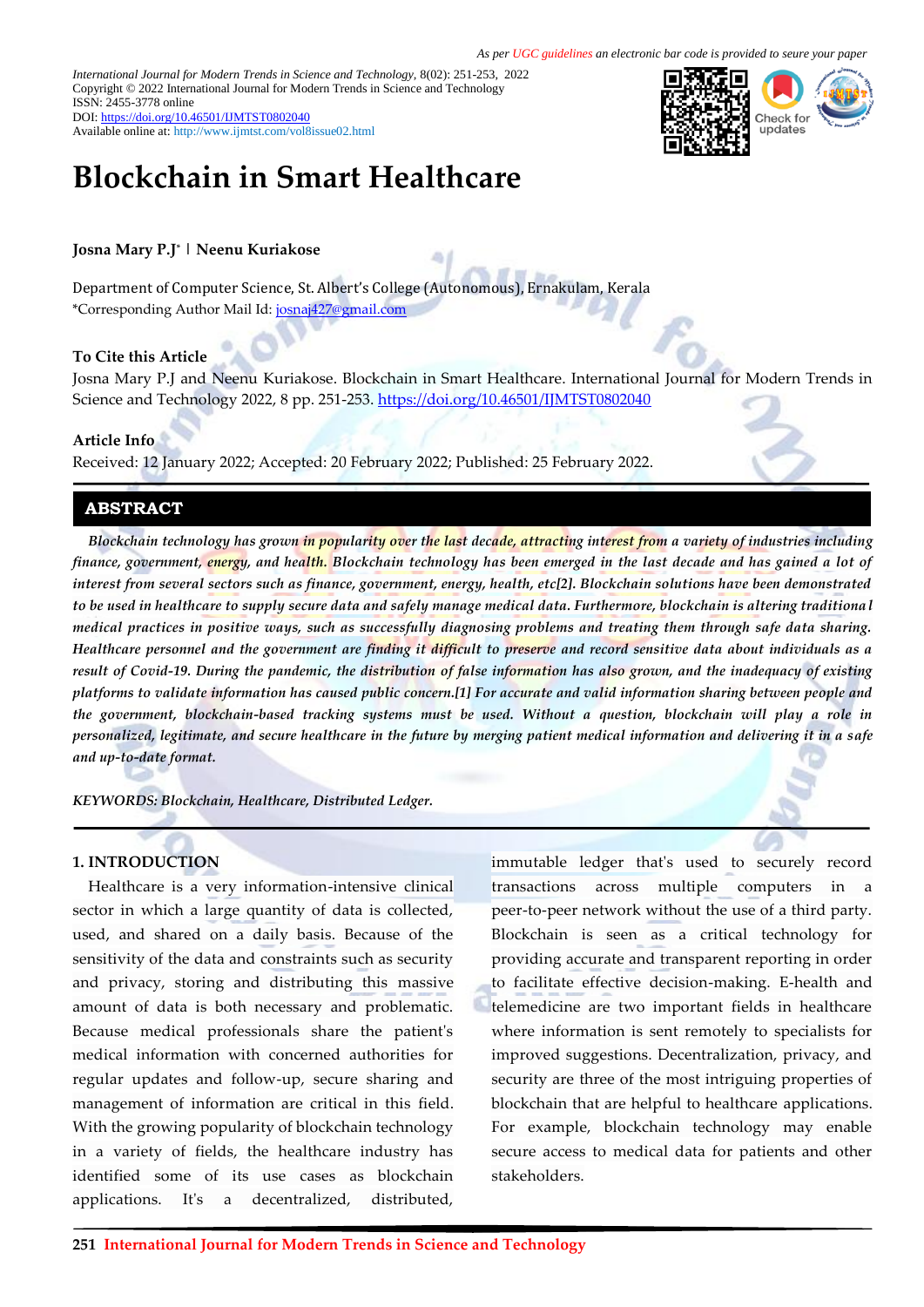*As per UGC guidelines an electronic bar code is provided to seure your paper*

*International Journal for Modern Trends in Science and Technology*, 8(02): 251-253, 2022
Copyright © 2022 International Journal for Modern Trends in Science and Technology
ISSN: 2455-3778 online
DOI: https://doi.org/10.46501/IJMTST0802040
Available online at: http://www.ijmtst.com/vol8issue02.html

# Blockchain in Smart Healthcare

**Josna Mary P.J* | Neenu Kuriakose**

Department of Computer Science, St. Albert's College (Autonomous), Ernakulam, Kerala
*Corresponding Author Mail Id: josnaj427@gmail.com

**To Cite this Article**

Josna Mary P.J and Neenu Kuriakose. Blockchain in Smart Healthcare. International Journal for Modern Trends in Science and Technology 2022, 8 pp. 251-253. https://doi.org/10.46501/IJMTST0802040

**Article Info**

Received: 12 January 2022; Accepted: 20 February 2022; Published: 25 February 2022.

## ABSTRACT

*Blockchain technology has grown in popularity over the last decade, attracting interest from a variety of industries including finance, government, energy, and health. Blockchain technology has been emerged in the last decade and has gained a lot of interest from several sectors such as finance, government, energy, health, etc[2]. Blockchain solutions have been demonstrated to be used in healthcare to supply secure data and safely manage medical data. Furthermore, blockchain is altering traditional medical practices in positive ways, such as successfully diagnosing problems and treating them through safe data sharing. Healthcare personnel and the government are finding it difficult to preserve and record sensitive data about individuals as a result of Covid-19. During the pandemic, the distribution of false information has also grown, and the inadequacy of existing platforms to validate information has caused public concern.[1] For accurate and valid information sharing between people and the government, blockchain-based tracking systems must be used. Without a question, blockchain will play a role in personalized, legitimate, and secure healthcare in the future by merging patient medical information and delivering it in a safe and up-to-date format.*

*KEYWORDS: Blockchain, Healthcare, Distributed Ledger.*

## 1. INTRODUCTION

Healthcare is a very information-intensive clinical sector in which a large quantity of data is collected, used, and shared on a daily basis. Because of the sensitivity of the data and constraints such as security and privacy, storing and distributing this massive amount of data is both necessary and problematic. Because medical professionals share the patient's medical information with concerned authorities for regular updates and follow-up, secure sharing and management of information are critical in this field. With the growing popularity of blockchain technology in a variety of fields, the healthcare industry has identified some of its use cases as blockchain applications. It's a decentralized, distributed, immutable ledger that's used to securely record transactions across multiple computers in a peer-to-peer network without the use of a third party. Blockchain is seen as a critical technology for providing accurate and transparent reporting in order to facilitate effective decision-making. E-health and telemedicine are two important fields in healthcare where information is sent remotely to specialists for improved suggestions. Decentralization, privacy, and security are three of the most intriguing properties of blockchain that are helpful to healthcare applications. For example, blockchain technology may enable secure access to medical data for patients and other stakeholders.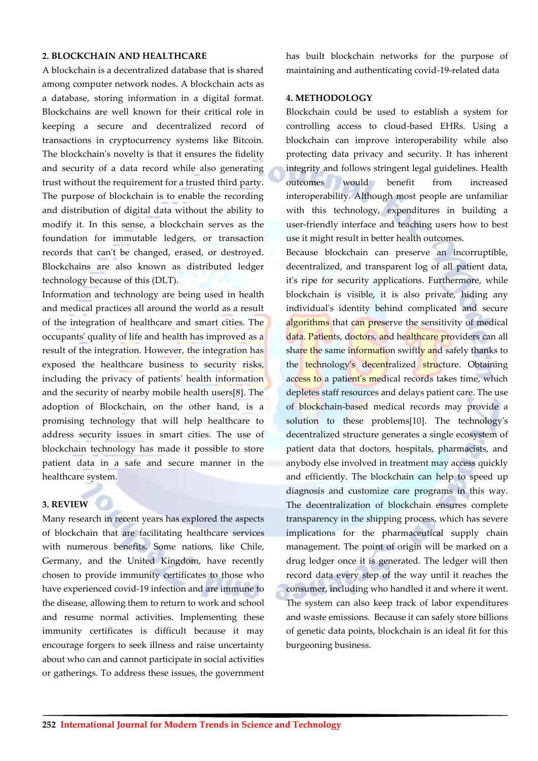## 2. BLOCKCHAIN AND HEALTHCARE

A blockchain is a decentralized database that is shared among computer network nodes. A blockchain acts as a database, storing information in a digital format. Blockchains are well known for their critical role in keeping a secure and decentralized record of transactions in cryptocurrency systems like Bitcoin. The blockchain's novelty is that it ensures the fidelity and security of a data record while also generating trust without the requirement for a trusted third party. The purpose of blockchain is to enable the recording and distribution of digital data without the ability to modify it. In this sense, a blockchain serves as the foundation for immutable ledgers, or transaction records that can't be changed, erased, or destroyed. Blockchains are also known as distributed ledger technology because of this (DLT).

Information and technology are being used in health and medical practices all around the world as a result of the integration of healthcare and smart cities. The occupants' quality of life and health has improved as a result of the integration. However, the integration has exposed the healthcare business to security risks, including the privacy of patients' health information and the security of nearby mobile health users[8]. The adoption of Blockchain, on the other hand, is a promising technology that will help healthcare to address security issues in smart cities. The use of blockchain technology has made it possible to store patient data in a safe and secure manner in the healthcare system.

## 3. REVIEW

Many research in recent years has explored the aspects of blockchain that are facilitating healthcare services with numerous benefits. Some nations, like Chile, Germany, and the United Kingdom, have recently chosen to provide immunity certificates to those who have experienced covid-19 infection and are immune to the disease, allowing them to return to work and school and resume normal activities. Implementing these immunity certificates is difficult because it may encourage forgers to seek illness and raise uncertainty about who can and cannot participate in social activities or gatherings. To address these issues, the government has built blockchain networks for the purpose of maintaining and authenticating covid-19-related data

## 4. METHODOLOGY

Blockchain could be used to establish a system for controlling access to cloud-based EHRs. Using a blockchain can improve interoperability while also protecting data privacy and security. It has inherent integrity and follows stringent legal guidelines. Health outcomes would benefit from increased interoperability. Although most people are unfamiliar with this technology, expenditures in building a user-friendly interface and teaching users how to best use it might result in better health outcomes.

Because blockchain can preserve an incorruptible, decentralized, and transparent log of all patient data, it's ripe for security applications. Furthermore, while blockchain is visible, it is also private, hiding any individual's identity behind complicated and secure algorithms that can preserve the sensitivity of medical data. Patients, doctors, and healthcare providers can all share the same information swiftly and safely thanks to the technology's decentralized structure. Obtaining access to a patient's medical records takes time, which depletes staff resources and delays patient care. The use of blockchain-based medical records may provide a solution to these problems[10]. The technology's decentralized structure generates a single ecosystem of patient data that doctors, hospitals, pharmacists, and anybody else involved in treatment may access quickly and efficiently. The blockchain can help to speed up diagnosis and customize care programs in this way. The decentralization of blockchain ensures complete transparency in the shipping process, which has severe implications for the pharmaceutical supply chain management. The point of origin will be marked on a drug ledger once it is generated. The ledger will then record data every step of the way until it reaches the consumer, including who handled it and where it went. The system can also keep track of labor expenditures and waste emissions. Because it can safely store billions of genetic data points, blockchain is an ideal fit for this burgeoning business.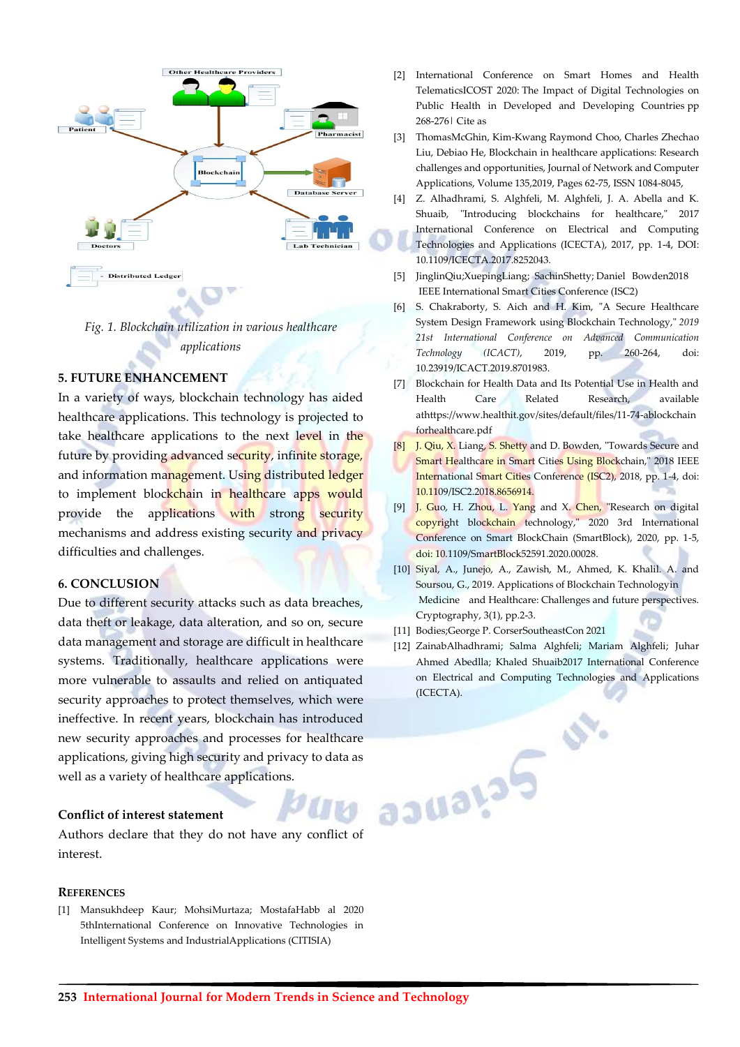Other Healthcare Providers

Patient

Pharmacist

Blockchain

Database Server

Doctors

Lab Technician

Distributed Ledger

*Fig. 1. Blockchain utilization in various healthcare applications*

## 5. FUTURE ENHANCEMENT

In a variety of ways, blockchain technology has aided healthcare applications. This technology is projected to take healthcare applications to the next level in the future by providing advanced security, infinite storage, and information management. Using distributed ledger to implement blockchain in healthcare apps would provide the applications with strong security mechanisms and address existing security and privacy difficulties and challenges.

## 6. CONCLUSION

Due to different security attacks such as data breaches, data theft or leakage, data alteration, and so on, secure data management and storage are difficult in healthcare systems. Traditionally, healthcare applications were more vulnerable to assaults and relied on antiquated security approaches to protect themselves, which were ineffective. In recent years, blockchain has introduced new security approaches and processes for healthcare applications, giving high security and privacy to data as well as a variety of healthcare applications.

### Conflict of interest statement

Authors declare that they do not have any conflict of interest.

## REFERENCES

[1] Mansukhdeep Kaur; MohsiMurtaza; MostafaHabb al 2020 5thInternational Conference on Innovative Technologies in Intelligent Systems and IndustrialApplications (CITISIA)

[2] International Conference on Smart Homes and Health TelematicsICOST 2020: The Impact of Digital Technologies on Public Health in Developed and Developing Countries pp 268-276| Cite as

[3] ThomasMcGhin, Kim-Kwang Raymond Choo, Charles Zhechao Liu, Debiao He, Blockchain in healthcare applications: Research challenges and opportunities, Journal of Network and Computer Applications, Volume 135,2019, Pages 62-75, ISSN 1084-8045,

[4] Z. Alhadhrami, S. Alghfeli, M. Alghfeli, J. A. Abella and K. Shuaib, "Introducing blockchains for healthcare," 2017 International Conference on Electrical and Computing Technologies and Applications (ICECTA), 2017, pp. 1-4, DOI: 10.1109/ICECTA.2017.8252043.

[5] JinglinQiu;XuepingLiang; SachinShetty; Daniel Bowden2018 IEEE International Smart Cities Conference (ISC2)

[6] S. Chakraborty, S. Aich and H. Kim, "A Secure Healthcare System Design Framework using Blockchain Technology," *2019 21st International Conference on Advanced Communication Technology (ICACT)*, 2019, pp. 260-264, doi: 10.23919/ICACT.2019.8701983.

[7] Blockchain for Health Data and Its Potential Use in Health and Health Care Related Research, available athttps://www.healthit.gov/sites/default/files/11-74-ablockchain forhealthcare.pdf

[8] J. Qiu, X. Liang, S. Shetty and D. Bowden, "Towards Secure and Smart Healthcare in Smart Cities Using Blockchain," 2018 IEEE International Smart Cities Conference (ISC2), 2018, pp. 1-4, doi: 10.1109/ISC2.2018.8656914.

[9] J. Guo, H. Zhou, L. Yang and X. Chen, "Research on digital copyright blockchain technology," 2020 3rd International Conference on Smart BlockChain (SmartBlock), 2020, pp. 1-5, doi: 10.1109/SmartBlock52591.2020.00028.

[10] Siyal, A., Junejo, A., Zawish, M., Ahmed, K. Khalil. A. and Soursou, G., 2019. Applications of Blockchain Technologyin Medicine and Healthcare: Challenges and future perspectives. Cryptography, 3(1), pp.2-3.

[11] Bodies;George P. CorserSoutheastCon 2021

[12] ZainabAlhadhrami; Salma Alghfeli; Mariam Alghfeli; Juhar Ahmed Abedlla; Khaled Shuaib2017 International Conference on Electrical and Computing Technologies and Applications (ICECTA).